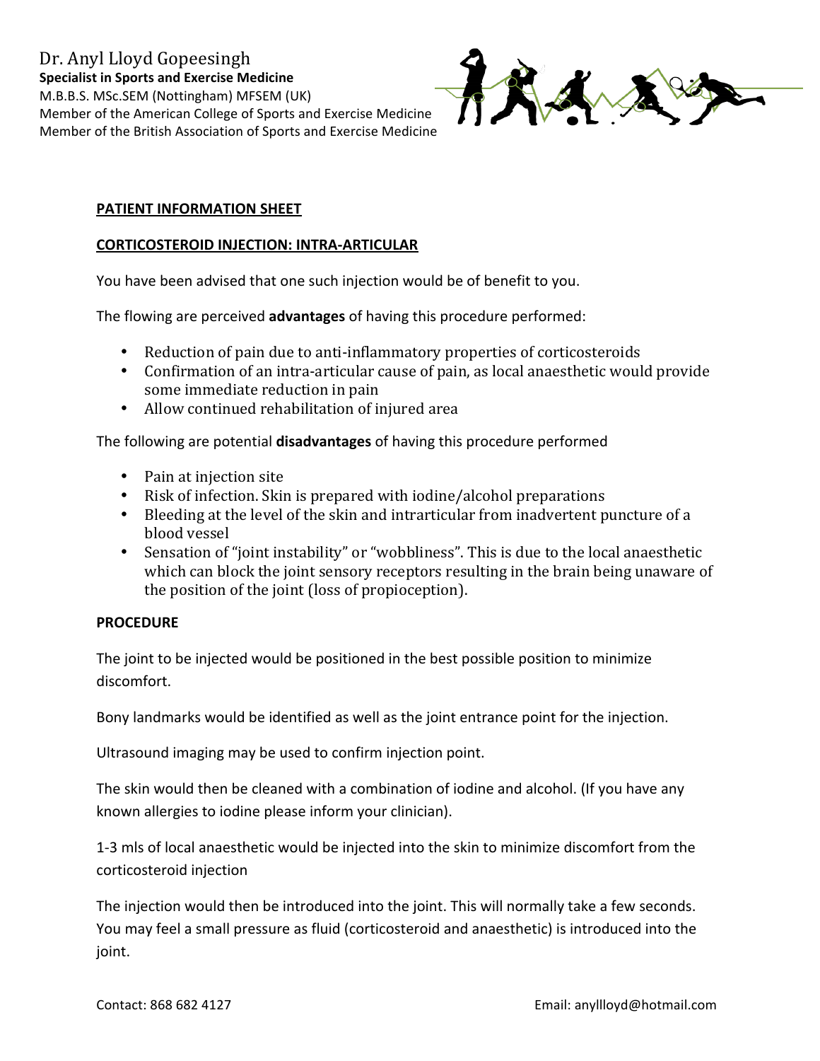Dr. Anyl Lloyd Gopeesingh
**Specialist in Sports and Exercise Medicine**
M.B.B.S. MSc.SEM (Nottingham) MFSEM (UK)
Member of the American College of Sports and Exercise Medicine
Member of the British Association of Sports and Exercise Medicine

## PATIENT INFORMATION SHEET

## CORTICOSTEROID INJECTION: INTRA-ARTICULAR

You have been advised that one such injection would be of benefit to you.

The flowing are perceived **advantages** of having this procedure performed:

- Reduction of pain due to anti-inflammatory properties of corticosteroids
- Confirmation of an intra-articular cause of pain, as local anaesthetic would provide some immediate reduction in pain
- Allow continued rehabilitation of injured area

The following are potential **disadvantages** of having this procedure performed

- Pain at injection site
- Risk of infection. Skin is prepared with iodine/alcohol preparations
- Bleeding at the level of the skin and intrarticular from inadvertent puncture of a blood vessel
- Sensation of "joint instability" or "wobbliness". This is due to the local anaesthetic which can block the joint sensory receptors resulting in the brain being unaware of the position of the joint (loss of propioception).

### PROCEDURE

The joint to be injected would be positioned in the best possible position to minimize discomfort.

Bony landmarks would be identified as well as the joint entrance point for the injection.

Ultrasound imaging may be used to confirm injection point.

The skin would then be cleaned with a combination of iodine and alcohol. (If you have any known allergies to iodine please inform your clinician).

1-3 mls of local anaesthetic would be injected into the skin to minimize discomfort from the corticosteroid injection

The injection would then be introduced into the joint. This will normally take a few seconds. You may feel a small pressure as fluid (corticosteroid and anaesthetic) is introduced into the joint.

Contact: 868 682 4127 Email: anyllloyd@hotmail.com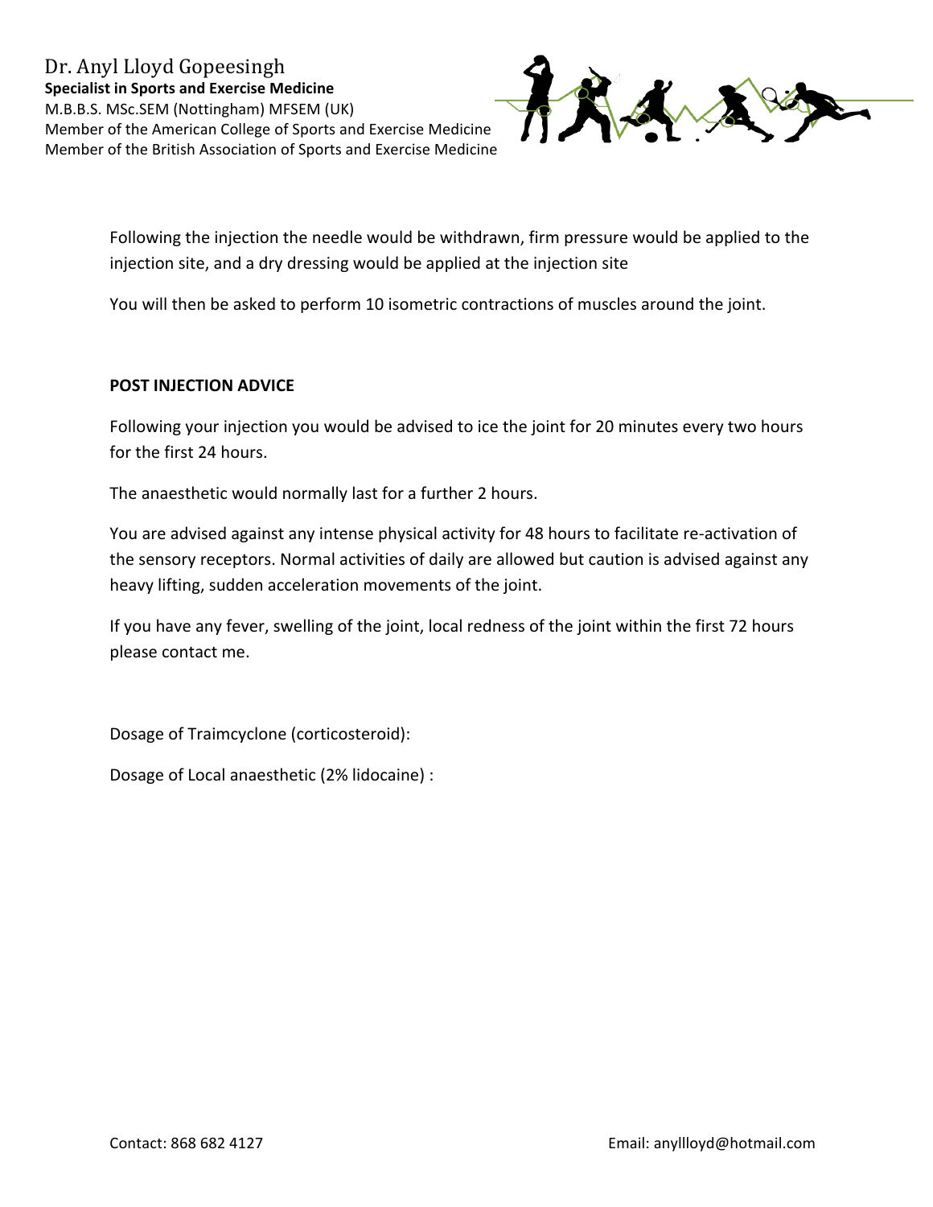Dr. Anyl Lloyd Gopeesingh
**Specialist in Sports and Exercise Medicine**
M.B.B.S. MSc.SEM (Nottingham) MFSEM (UK)
Member of the American College of Sports and Exercise Medicine
Member of the British Association of Sports and Exercise Medicine

Following the injection the needle would be withdrawn, firm pressure would be applied to the injection site, and a dry dressing would be applied at the injection site

You will then be asked to perform 10 isometric contractions of muscles around the joint.

**POST INJECTION ADVICE**

Following your injection you would be advised to ice the joint for 20 minutes every two hours for the first 24 hours.

The anaesthetic would normally last for a further 2 hours.

You are advised against any intense physical activity for 48 hours to facilitate re-activation of the sensory receptors. Normal activities of daily are allowed but caution is advised against any heavy lifting, sudden acceleration movements of the joint.

If you have any fever, swelling of the joint, local redness of the joint within the first 72 hours please contact me.

Dosage of Traimcyclone (corticosteroid):

Dosage of Local anaesthetic (2% lidocaine) :

Contact: 868 682 4127 Email: anyllloyd@hotmail.com